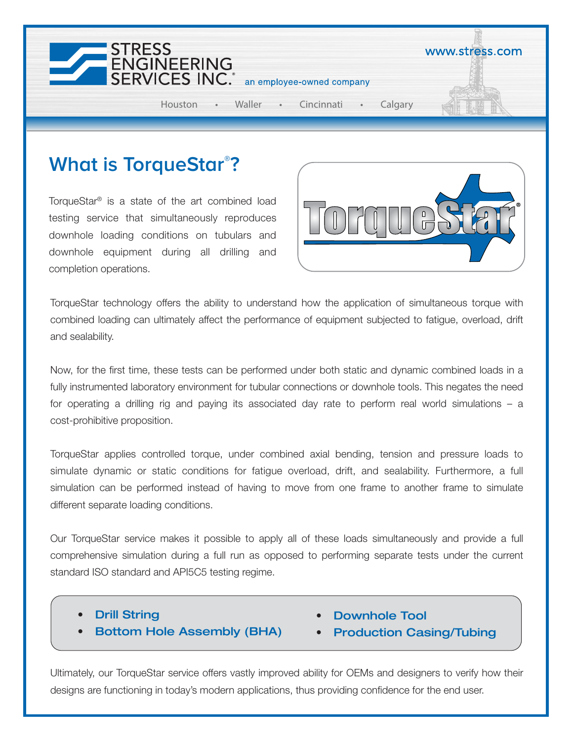STRESS ENGINEERING SERVICES INC.® an employee-owned company

www.stress.com

Houston • Waller • Cincinnati • Calgary

# What is TorqueStar®?

TorqueStar® is a state of the art combined load testing service that simultaneously reproduces downhole loading conditions on tubulars and downhole equipment during all drilling and completion operations.

TorqueStar technology offers the ability to understand how the application of simultaneous torque with combined loading can ultimately affect the performance of equipment subjected to fatigue, overload, drift and sealability.

Now, for the first time, these tests can be performed under both static and dynamic combined loads in a fully instrumented laboratory environment for tubular connections or downhole tools. This negates the need for operating a drilling rig and paying its associated day rate to perform real world simulations – a cost-prohibitive proposition.

TorqueStar applies controlled torque, under combined axial bending, tension and pressure loads to simulate dynamic or static conditions for fatigue overload, drift, and sealability. Furthermore, a full simulation can be performed instead of having to move from one frame to another frame to simulate different separate loading conditions.

Our TorqueStar service makes it possible to apply all of these loads simultaneously and provide a full comprehensive simulation during a full run as opposed to performing separate tests under the current standard ISO standard and API5C5 testing regime.

- **Drill String**
- **Bottom Hole Assembly (BHA)**
- **Downhole Tool**
- **Production Casing/Tubing**

Ultimately, our TorqueStar service offers vastly improved ability for OEMs and designers to verify how their designs are functioning in today's modern applications, thus providing confidence for the end user.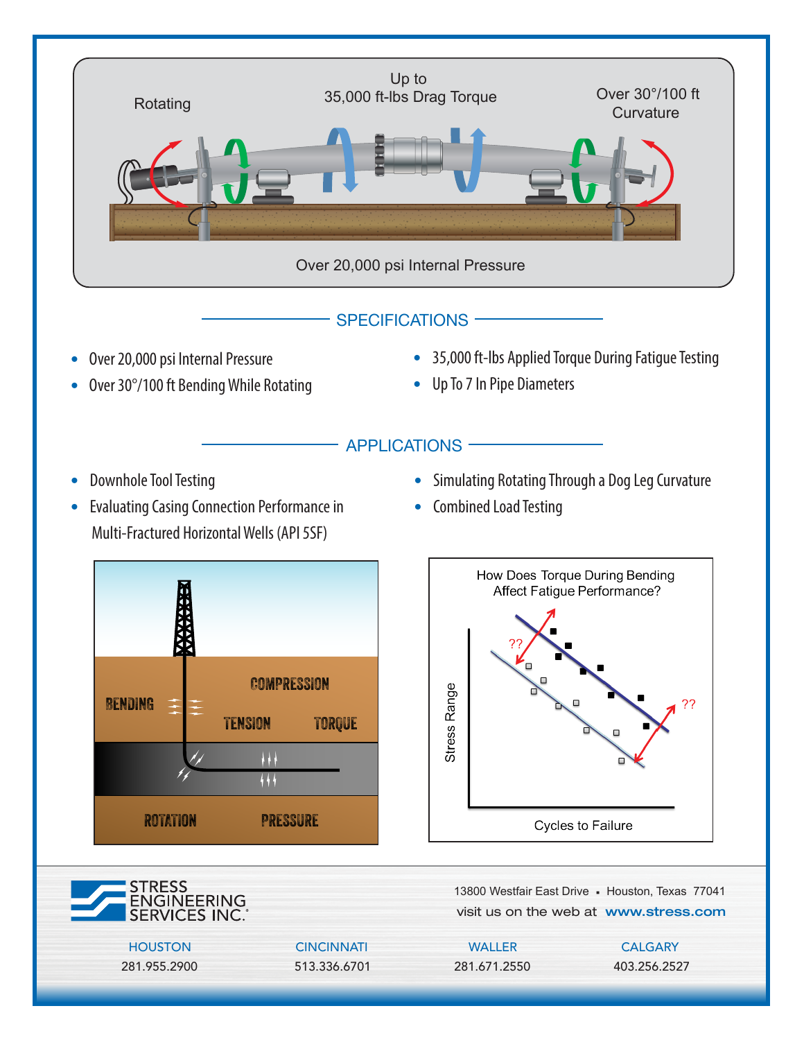Rotating

Up to
35,000 ft-lbs Drag Torque

Over 30°/100 ft
Curvature

Over 20,000 psi Internal Pressure

## SPECIFICATIONS

- Over 20,000 psi Internal Pressure
- Over 30°/100 ft Bending While Rotating
- 35,000 ft-lbs Applied Torque During Fatigue Testing
- Up To 7 In Pipe Diameters

## APPLICATIONS

- Downhole Tool Testing
- Evaluating Casing Connection Performance in Multi-Fractured Horizontal Wells (API 5SF)
- Simulating Rotating Through a Dog Leg Curvature
- Combined Load Testing

BENDING
COMPRESSION
TENSION
TORQUE
ROTATION
PRESSURE

How Does Torque During Bending Affect Fatigue Performance?

??
??
Stress Range
Cycles to Failure

STRESS ENGINEERING SERVICES INC.

13800 Westfair East Drive • Houston, Texas 77041
visit us on the web at **www.stress.com**

| HOUSTON | CINCINNATI | WALLER | CALGARY |
|---|---|---|---|
| 281.955.2900 | 513.336.6701 | 281.671.2550 | 403.256.2527 |